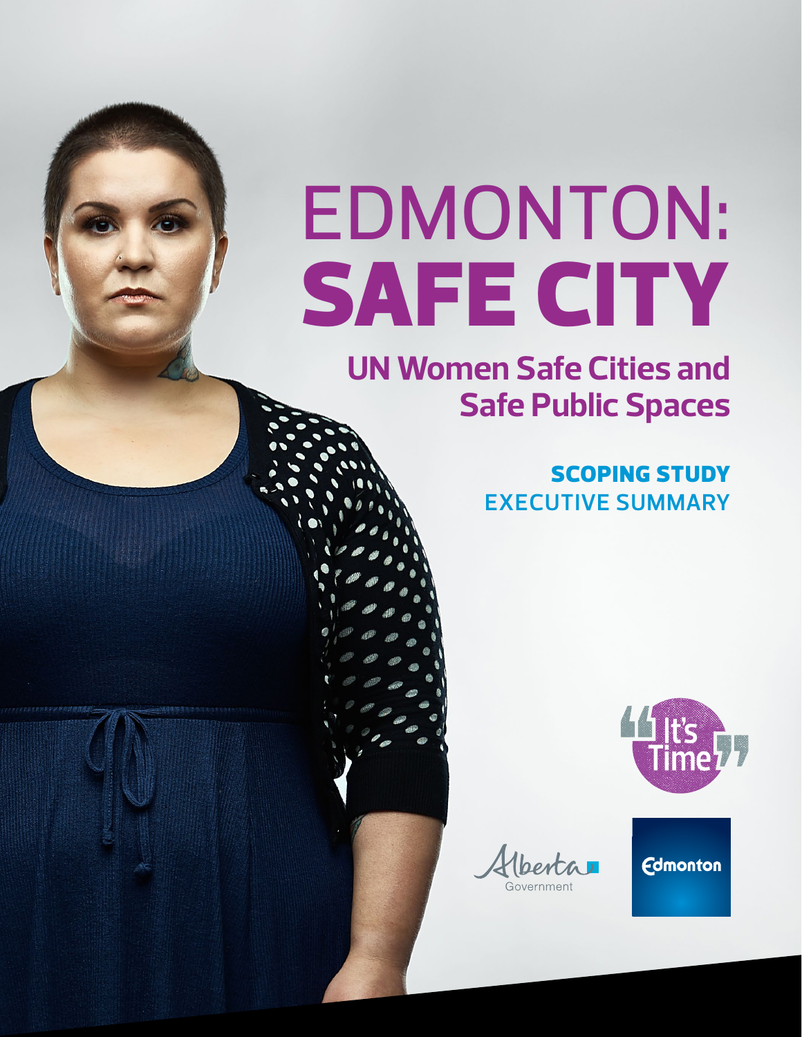# EDMONTON: SAFE CITY

## UN Women Safe Cities and Safe Public Spaces

### SCOPING STUDY

EXECUTIVE SUMMARY

"It's Time"

Alberta Government

Edmonton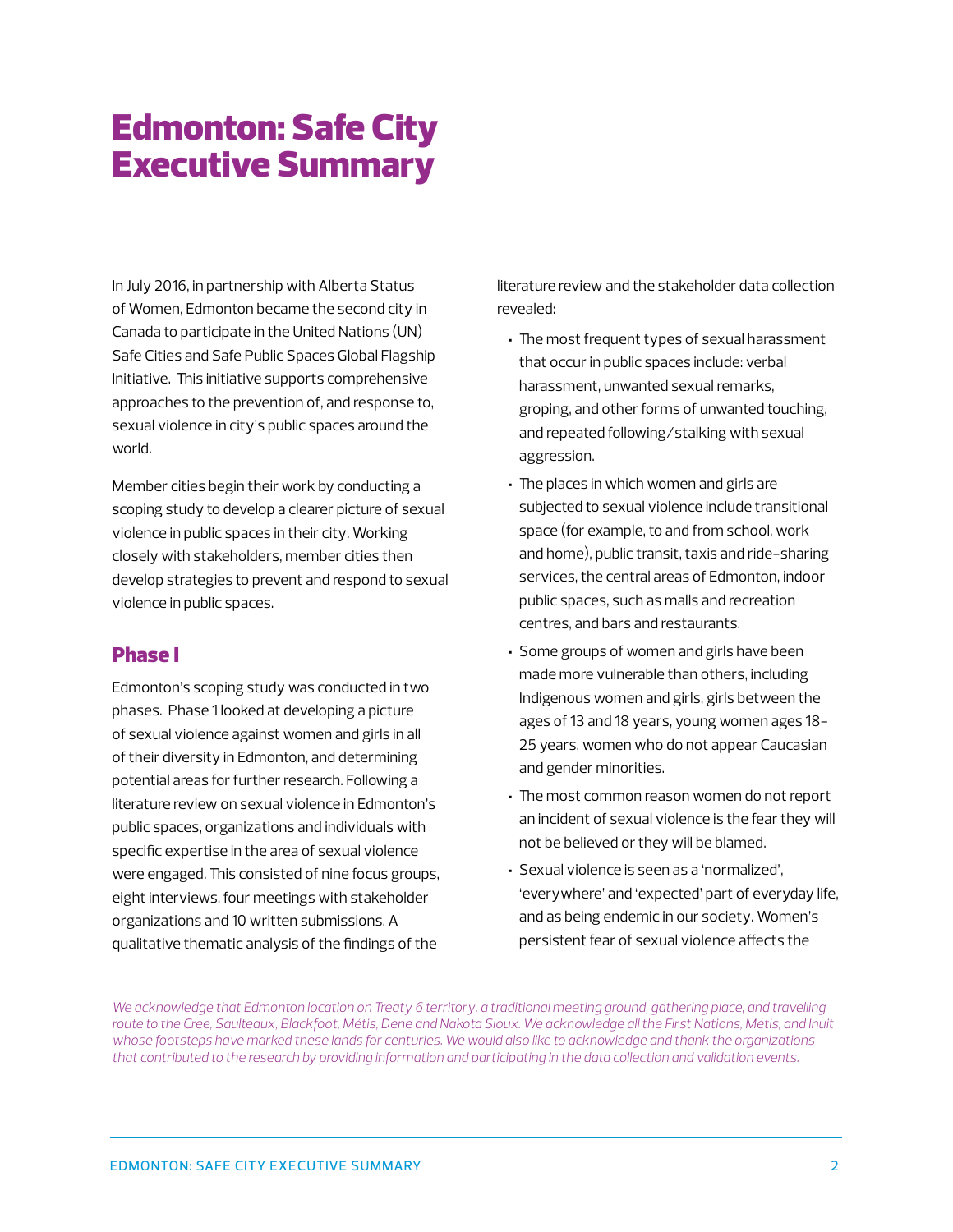# Edmonton: Safe City Executive Summary

In July 2016, in partnership with Alberta Status of Women, Edmonton became the second city in Canada to participate in the United Nations (UN) Safe Cities and Safe Public Spaces Global Flagship Initiative. This initiative supports comprehensive approaches to the prevention of, and response to, sexual violence in city's public spaces around the world.

Member cities begin their work by conducting a scoping study to develop a clearer picture of sexual violence in public spaces in their city. Working closely with stakeholders, member cities then develop strategies to prevent and respond to sexual violence in public spaces.

## Phase I

Edmonton's scoping study was conducted in two phases. Phase 1 looked at developing a picture of sexual violence against women and girls in all of their diversity in Edmonton, and determining potential areas for further research. Following a literature review on sexual violence in Edmonton's public spaces, organizations and individuals with specific expertise in the area of sexual violence were engaged. This consisted of nine focus groups, eight interviews, four meetings with stakeholder organizations and 10 written submissions. A qualitative thematic analysis of the findings of the literature review and the stakeholder data collection revealed:

- The most frequent types of sexual harassment that occur in public spaces include: verbal harassment, unwanted sexual remarks, groping, and other forms of unwanted touching, and repeated following/stalking with sexual aggression.
- The places in which women and girls are subjected to sexual violence include transitional space (for example, to and from school, work and home), public transit, taxis and ride-sharing services, the central areas of Edmonton, indoor public spaces, such as malls and recreation centres, and bars and restaurants.
- Some groups of women and girls have been made more vulnerable than others, including Indigenous women and girls, girls between the ages of 13 and 18 years, young women ages 18-25 years, women who do not appear Caucasian and gender minorities.
- The most common reason women do not report an incident of sexual violence is the fear they will not be believed or they will be blamed.
- Sexual violence is seen as a 'normalized', 'everywhere' and 'expected' part of everyday life, and as being endemic in our society. Women's persistent fear of sexual violence affects the

*We acknowledge that Edmonton location on Treaty 6 territory, a traditional meeting ground, gathering place, and travelling route to the Cree, Saulteaux, Blackfoot, Métis, Dene and Nakota Sioux. We acknowledge all the First Nations, Métis, and Inuit whose footsteps have marked these lands for centuries. We would also like to acknowledge and thank the organizations that contributed to the research by providing information and participating in the data collection and validation events.*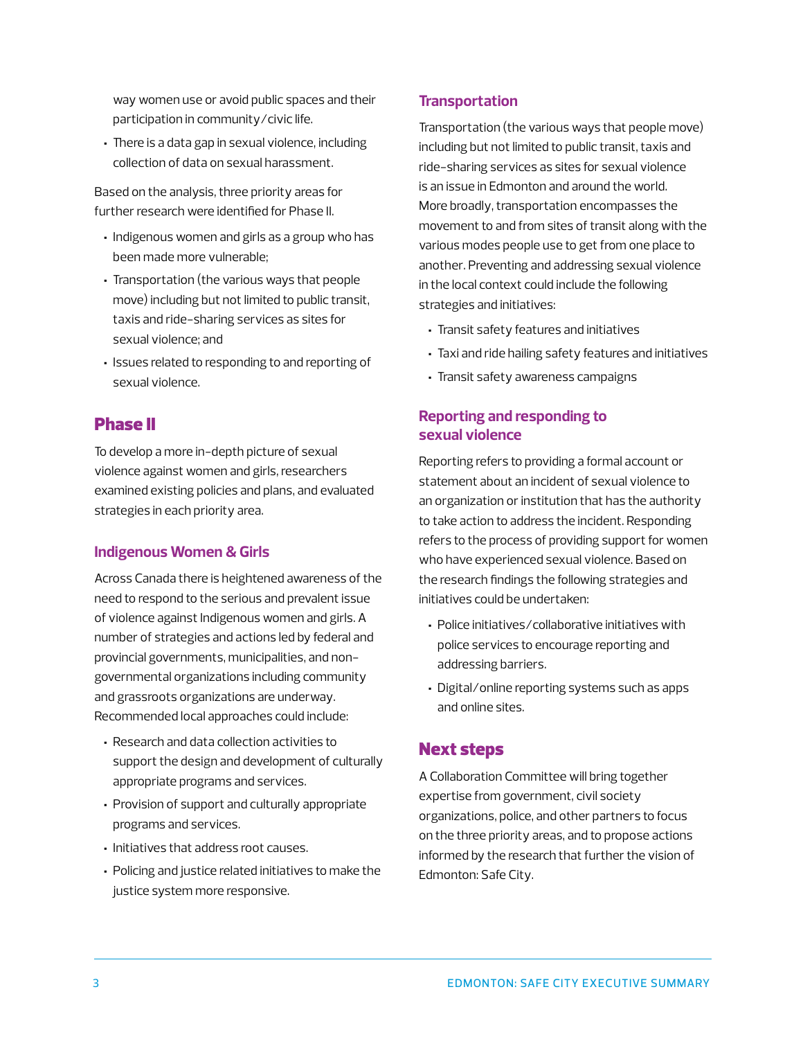way women use or avoid public spaces and their participation in community/civic life.

- There is a data gap in sexual violence, including collection of data on sexual harassment.

Based on the analysis, three priority areas for further research were identified for Phase II.

- Indigenous women and girls as a group who has been made more vulnerable;
- Transportation (the various ways that people move) including but not limited to public transit, taxis and ride-sharing services as sites for sexual violence; and
- Issues related to responding to and reporting of sexual violence.

## Phase II

To develop a more in-depth picture of sexual violence against women and girls, researchers examined existing policies and plans, and evaluated strategies in each priority area.

### Indigenous Women & Girls

Across Canada there is heightened awareness of the need to respond to the serious and prevalent issue of violence against Indigenous women and girls. A number of strategies and actions led by federal and provincial governments, municipalities, and non-governmental organizations including community and grassroots organizations are underway. Recommended local approaches could include:

- Research and data collection activities to support the design and development of culturally appropriate programs and services.
- Provision of support and culturally appropriate programs and services.
- Initiatives that address root causes.
- Policing and justice related initiatives to make the justice system more responsive.

### Transportation

Transportation (the various ways that people move) including but not limited to public transit, taxis and ride-sharing services as sites for sexual violence is an issue in Edmonton and around the world. More broadly, transportation encompasses the movement to and from sites of transit along with the various modes people use to get from one place to another. Preventing and addressing sexual violence in the local context could include the following strategies and initiatives:

- Transit safety features and initiatives
- Taxi and ride hailing safety features and initiatives
- Transit safety awareness campaigns

### Reporting and responding to sexual violence

Reporting refers to providing a formal account or statement about an incident of sexual violence to an organization or institution that has the authority to take action to address the incident. Responding refers to the process of providing support for women who have experienced sexual violence. Based on the research findings the following strategies and initiatives could be undertaken:

- Police initiatives/collaborative initiatives with police services to encourage reporting and addressing barriers.
- Digital/online reporting systems such as apps and online sites.

## Next steps

A Collaboration Committee will bring together expertise from government, civil society organizations, police, and other partners to focus on the three priority areas, and to propose actions informed by the research that further the vision of Edmonton: Safe City.